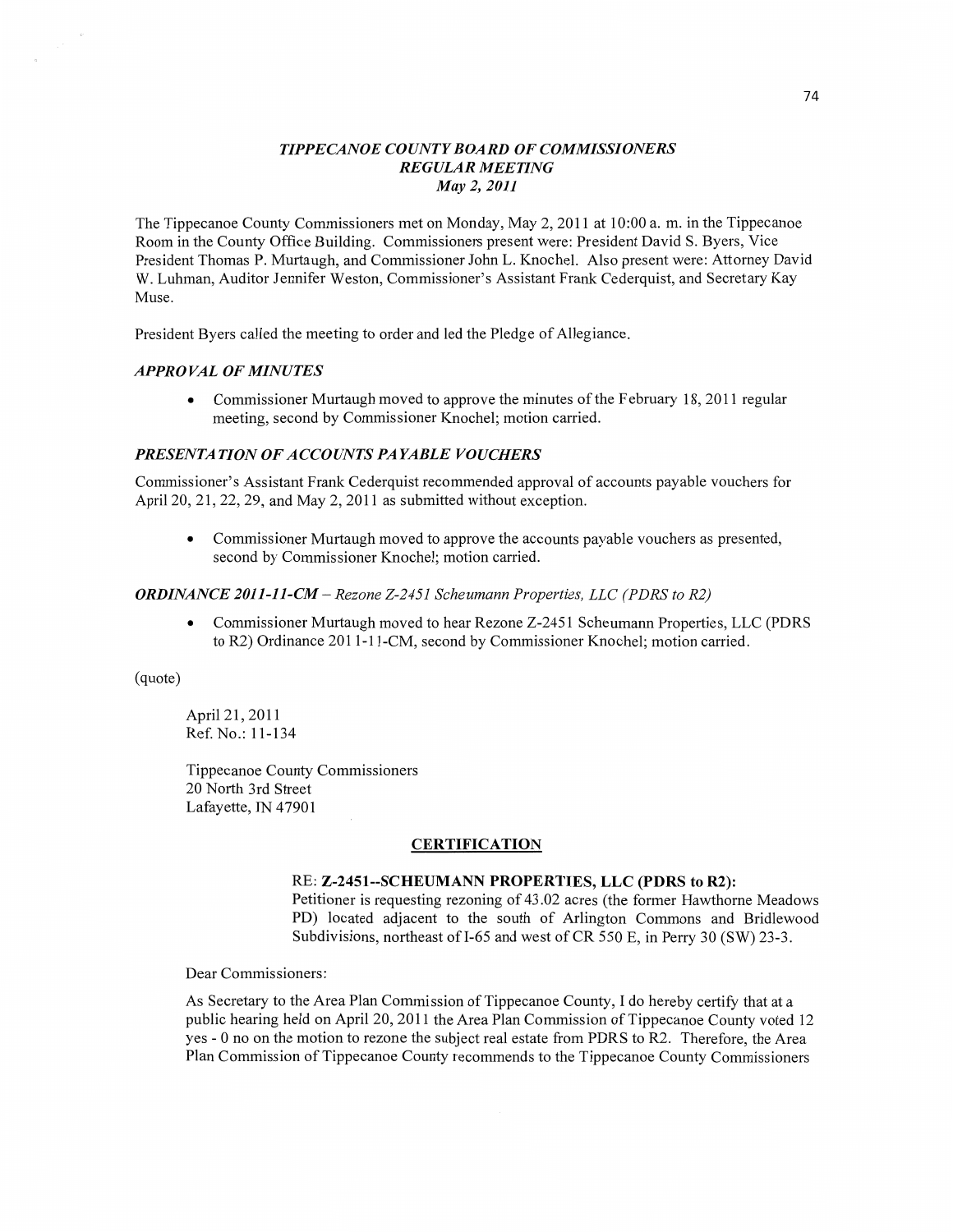## *TIPPECANOE COUNTY BOARD OF COMMISSIONERS*
## *REGULAR MEETING*
### *May 2, 2011*

The Tippecanoe County Commissioners met on Monday, May 2, 2011 at 10:00 a. m. in the Tippecanoe Room in the County Office Building. Commissioners present were: President David S. Byers, Vice President Thomas P. Murtaugh, and Commissioner John L. Knochel. Also present were: Attorney David W. Luhman, Auditor Jennifer Weston, Commissioner's Assistant Frank Cederquist, and Secretary Kay Muse.

President Byers called the meeting to order and led the Pledge of Allegiance.

### *APPROVAL OF MINUTES*

- Commissioner Murtaugh moved to approve the minutes of the February 18, 2011 regular meeting, second by Commissioner Knochel; motion carried.

### *PRESENTATION OF ACCOUNTS PAYABLE VOUCHERS*

Commissioner's Assistant Frank Cederquist recommended approval of accounts payable vouchers for April 20, 21, 22, 29, and May 2, 2011 as submitted without exception.

- Commissioner Murtaugh moved to approve the accounts payable vouchers as presented, second by Commissioner Knochel; motion carried.

### *ORDINANCE 2011-11-CM – Rezone Z-2451 Scheumann Properties, LLC (PDRS to R2)*

- Commissioner Murtaugh moved to hear Rezone Z-2451 Scheumann Properties, LLC (PDRS to R2) Ordinance 2011-11-CM, second by Commissioner Knochel; motion carried.

(quote)

April 21, 2011
Ref. No.: 11-134

Tippecanoe County Commissioners
20 North 3rd Street
Lafayette, IN 47901

**CERTIFICATION**

RE: **Z-2451--SCHEUMANN PROPERTIES, LLC (PDRS to R2):**
Petitioner is requesting rezoning of 43.02 acres (the former Hawthorne Meadows PD) located adjacent to the south of Arlington Commons and Bridlewood Subdivisions, northeast of I-65 and west of CR 550 E, in Perry 30 (SW) 23-3.

Dear Commissioners:

As Secretary to the Area Plan Commission of Tippecanoe County, I do hereby certify that at a public hearing held on April 20, 2011 the Area Plan Commission of Tippecanoe County voted 12 yes - 0 no on the motion to rezone the subject real estate from PDRS to R2. Therefore, the Area Plan Commission of Tippecanoe County recommends to the Tippecanoe County Commissioners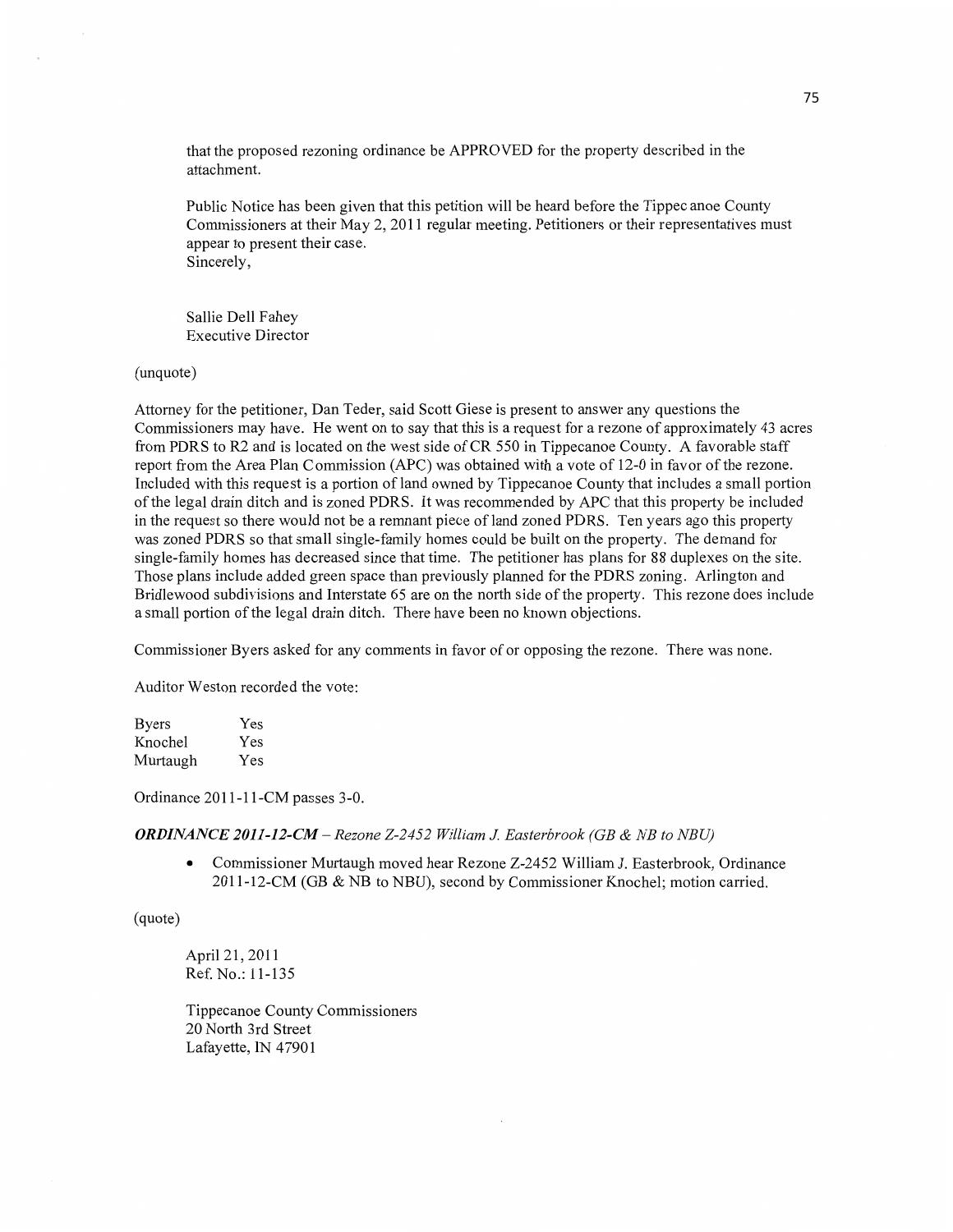that the proposed rezoning ordinance be APPROVED for the property described in the attachment.

Public Notice has been given that this petition will be heard before the Tippecanoe County Commissioners at their May 2, 2011 regular meeting. Petitioners or their representatives must appear to present their case.
Sincerely,

Sallie Dell Fahey
Executive Director

(unquote)

Attorney for the petitioner, Dan Teder, said Scott Giese is present to answer any questions the Commissioners may have. He went on to say that this is a request for a rezone of approximately 43 acres from PDRS to R2 and is located on the west side of CR 550 in Tippecanoe County. A favorable staff report from the Area Plan Commission (APC) was obtained with a vote of 12-0 in favor of the rezone. Included with this request is a portion of land owned by Tippecanoe County that includes a small portion of the legal drain ditch and is zoned PDRS. It was recommended by APC that this property be included in the request so there would not be a remnant piece of land zoned PDRS. Ten years ago this property was zoned PDRS so that small single-family homes could be built on the property. The demand for single-family homes has decreased since that time. The petitioner has plans for 88 duplexes on the site. Those plans include added green space than previously planned for the PDRS zoning. Arlington and Bridlewood subdivisions and Interstate 65 are on the north side of the property. This rezone does include a small portion of the legal drain ditch. There have been no known objections.

Commissioner Byers asked for any comments in favor of or opposing the rezone. There was none.

Auditor Weston recorded the vote:

| | |
|---|---|
| Byers | Yes |
| Knochel | Yes |
| Murtaugh | Yes |

Ordinance 2011-11-CM passes 3-0.

***ORDINANCE 2011-12-CM** – Rezone Z-2452 William J. Easterbrook (GB & NB to NBU)*

- Commissioner Murtaugh moved hear Rezone Z-2452 William J. Easterbrook, Ordinance 2011-12-CM (GB & NB to NBU), second by Commissioner Knochel; motion carried.

(quote)

April 21, 2011
Ref. No.: 11-135

Tippecanoe County Commissioners
20 North 3rd Street
Lafayette, IN 47901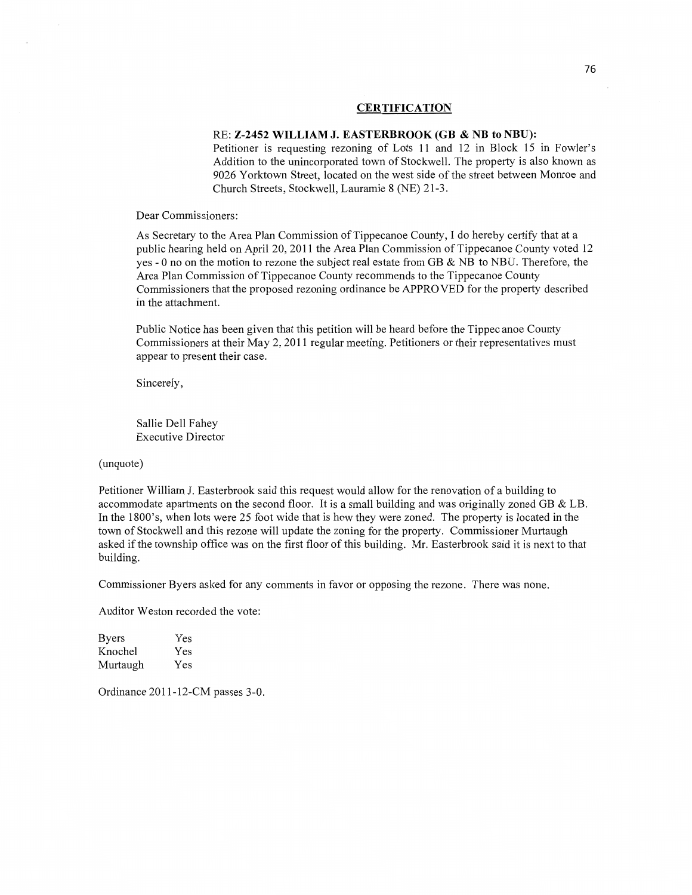## CERTIFICATION

**RE: Z-2452 WILLIAM J. EASTERBROOK (GB & NB to NBU):**
Petitioner is requesting rezoning of Lots 11 and 12 in Block 15 in Fowler's Addition to the unincorporated town of Stockwell. The property is also known as 9026 Yorktown Street, located on the west side of the street between Monroe and Church Streets, Stockwell, Lauramie 8 (NE) 21-3.

Dear Commissioners:

As Secretary to the Area Plan Commission of Tippecanoe County, I do hereby certify that at a public hearing held on April 20, 2011 the Area Plan Commission of Tippecanoe County voted 12 yes - 0 no on the motion to rezone the subject real estate from GB & NB to NBU. Therefore, the Area Plan Commission of Tippecanoe County recommends to the Tippecanoe County Commissioners that the proposed rezoning ordinance be APPROVED for the property described in the attachment.

Public Notice has been given that this petition will be heard before the Tippecanoe County Commissioners at their May 2, 2011 regular meeting. Petitioners or their representatives must appear to present their case.

Sincerely,

Sallie Dell Fahey
Executive Director

(unquote)

Petitioner William J. Easterbrook said this request would allow for the renovation of a building to accommodate apartments on the second floor. It is a small building and was originally zoned GB & LB. In the 1800's, when lots were 25 foot wide that is how they were zoned. The property is located in the town of Stockwell and this rezone will update the zoning for the property. Commissioner Murtaugh asked if the township office was on the first floor of this building. Mr. Easterbrook said it is next to that building.

Commissioner Byers asked for any comments in favor or opposing the rezone. There was none.

Auditor Weston recorded the vote:

| | |
|---|---|
| Byers | Yes |
| Knochel | Yes |
| Murtaugh | Yes |

Ordinance 2011-12-CM passes 3-0.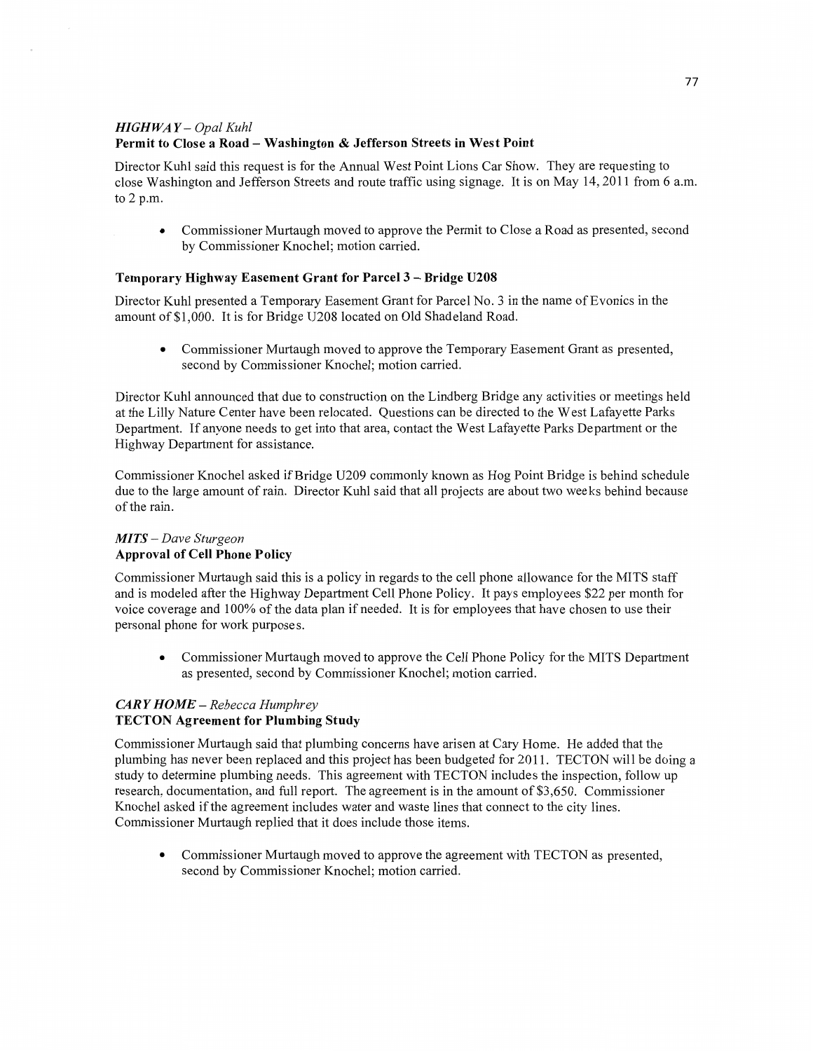### *HIGHWAY – Opal Kuhl*

**Permit to Close a Road – Washington & Jefferson Streets in West Point**

Director Kuhl said this request is for the Annual West Point Lions Car Show. They are requesting to close Washington and Jefferson Streets and route traffic using signage. It is on May 14, 2011 from 6 a.m. to 2 p.m.

- Commissioner Murtaugh moved to approve the Permit to Close a Road as presented, second by Commissioner Knochel; motion carried.

**Temporary Highway Easement Grant for Parcel 3 – Bridge U208**

Director Kuhl presented a Temporary Easement Grant for Parcel No. 3 in the name of Evonics in the amount of $1,000. It is for Bridge U208 located on Old Shadeland Road.

- Commissioner Murtaugh moved to approve the Temporary Easement Grant as presented, second by Commissioner Knochel; motion carried.

Director Kuhl announced that due to construction on the Lindberg Bridge any activities or meetings held at the Lilly Nature Center have been relocated. Questions can be directed to the West Lafayette Parks Department. If anyone needs to get into that area, contact the West Lafayette Parks Department or the Highway Department for assistance.

Commissioner Knochel asked if Bridge U209 commonly known as Hog Point Bridge is behind schedule due to the large amount of rain. Director Kuhl said that all projects are about two weeks behind because of the rain.

### *MITS – Dave Sturgeon*

**Approval of Cell Phone Policy**

Commissioner Murtaugh said this is a policy in regards to the cell phone allowance for the MITS staff and is modeled after the Highway Department Cell Phone Policy. It pays employees $22 per month for voice coverage and 100% of the data plan if needed. It is for employees that have chosen to use their personal phone for work purposes.

- Commissioner Murtaugh moved to approve the Cell Phone Policy for the MITS Department as presented, second by Commissioner Knochel; motion carried.

### *CARY HOME – Rebecca Humphrey*

**TECTON Agreement for Plumbing Study**

Commissioner Murtaugh said that plumbing concerns have arisen at Cary Home. He added that the plumbing has never been replaced and this project has been budgeted for 2011. TECTON will be doing a study to determine plumbing needs. This agreement with TECTON includes the inspection, follow up research, documentation, and full report. The agreement is in the amount of $3,650. Commissioner Knochel asked if the agreement includes water and waste lines that connect to the city lines. Commissioner Murtaugh replied that it does include those items.

- Commissioner Murtaugh moved to approve the agreement with TECTON as presented, second by Commissioner Knochel; motion carried.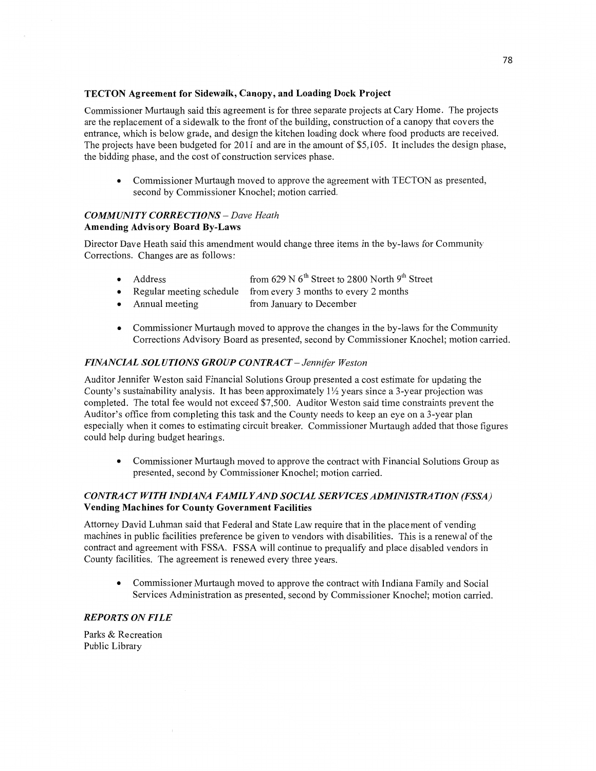**TECTON Agreement for Sidewalk, Canopy, and Loading Dock Project**

Commissioner Murtaugh said this agreement is for three separate projects at Cary Home. The projects are the replacement of a sidewalk to the front of the building, construction of a canopy that covers the entrance, which is below grade, and design the kitchen loading dock where food products are received. The projects have been budgeted for 2011 and are in the amount of $5,105. It includes the design phase, the bidding phase, and the cost of construction services phase.

- Commissioner Murtaugh moved to approve the agreement with TECTON as presented, second by Commissioner Knochel; motion carried.

***COMMUNITY CORRECTIONS** – Dave Heath*
**Amending Advisory Board By-Laws**

Director Dave Heath said this amendment would change three items in the by-laws for Community Corrections. Changes are as follows:

- Address — from 629 N 6th Street to 2800 North 9th Street
- Regular meeting schedule — from every 3 months to every 2 months
- Annual meeting — from January to December

- Commissioner Murtaugh moved to approve the changes in the by-laws for the Community Corrections Advisory Board as presented, second by Commissioner Knochel; motion carried.

***FINANCIAL SOLUTIONS GROUP CONTRACT** – Jennifer Weston*

Auditor Jennifer Weston said Financial Solutions Group presented a cost estimate for updating the County's sustainability analysis. It has been approximately 1½ years since a 3-year projection was completed. The total fee would not exceed $7,500. Auditor Weston said time constraints prevent the Auditor's office from completing this task and the County needs to keep an eye on a 3-year plan especially when it comes to estimating circuit breaker. Commissioner Murtaugh added that those figures could help during budget hearings.

- Commissioner Murtaugh moved to approve the contract with Financial Solutions Group as presented, second by Commissioner Knochel; motion carried.

***CONTRACT WITH INDIANA FAMILY AND SOCIAL SERVICES ADMINISTRATION (FSSA)***
**Vending Machines for County Government Facilities**

Attorney David Luhman said that Federal and State Law require that in the placement of vending machines in public facilities preference be given to vendors with disabilities. This is a renewal of the contract and agreement with FSSA. FSSA will continue to prequalify and place disabled vendors in County facilities. The agreement is renewed every three years.

- Commissioner Murtaugh moved to approve the contract with Indiana Family and Social Services Administration as presented, second by Commissioner Knochel; motion carried.

***REPORTS ON FILE***

Parks & Recreation
Public Library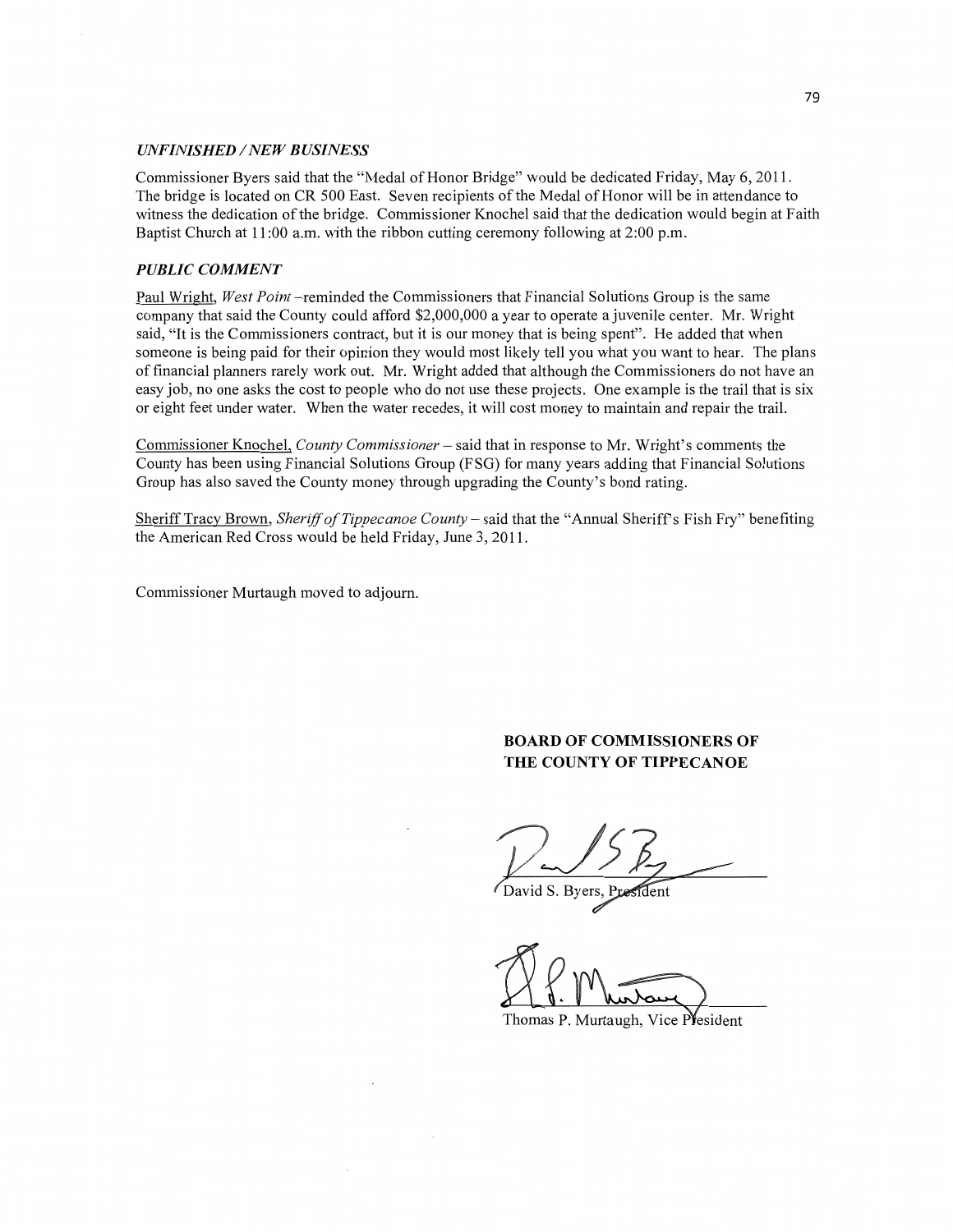### *UNFINISHED / NEW BUSINESS*

Commissioner Byers said that the "Medal of Honor Bridge" would be dedicated Friday, May 6, 2011. The bridge is located on CR 500 East. Seven recipients of the Medal of Honor will be in attendance to witness the dedication of the bridge. Commissioner Knochel said that the dedication would begin at Faith Baptist Church at 11:00 a.m. with the ribbon cutting ceremony following at 2:00 p.m.

### *PUBLIC COMMENT*

Paul Wright, *West Point* –reminded the Commissioners that Financial Solutions Group is the same company that said the County could afford $2,000,000 a year to operate a juvenile center. Mr. Wright said, "It is the Commissioners contract, but it is our money that is being spent". He added that when someone is being paid for their opinion they would most likely tell you what you want to hear. The plans of financial planners rarely work out. Mr. Wright added that although the Commissioners do not have an easy job, no one asks the cost to people who do not use these projects. One example is the trail that is six or eight feet under water. When the water recedes, it will cost money to maintain and repair the trail.

Commissioner Knochel, *County Commissioner* – said that in response to Mr. Wright's comments the County has been using Financial Solutions Group (FSG) for many years adding that Financial Solutions Group has also saved the County money through upgrading the County's bond rating.

Sheriff Tracy Brown, *Sheriff of Tippecanoe County* – said that the "Annual Sheriff's Fish Fry" benefiting the American Red Cross would be held Friday, June 3, 2011.

Commissioner Murtaugh moved to adjourn.

**BOARD OF COMMISSIONERS OF THE COUNTY OF TIPPECANOE**

David S. Byers, President

Thomas P. Murtaugh, Vice President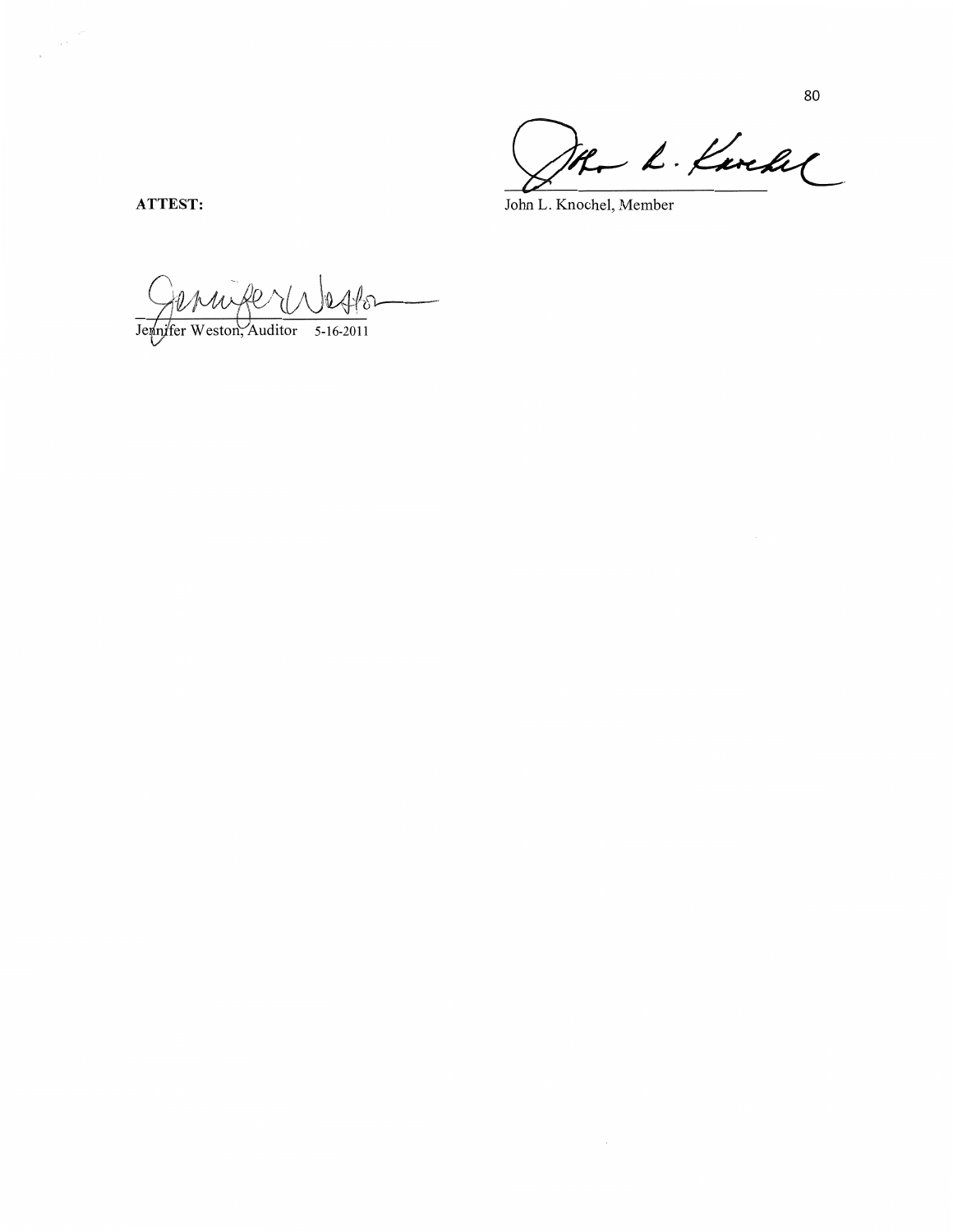John L. Knochel, Member

**ATTEST:**

Jennifer Weston, Auditor 5-16-2011